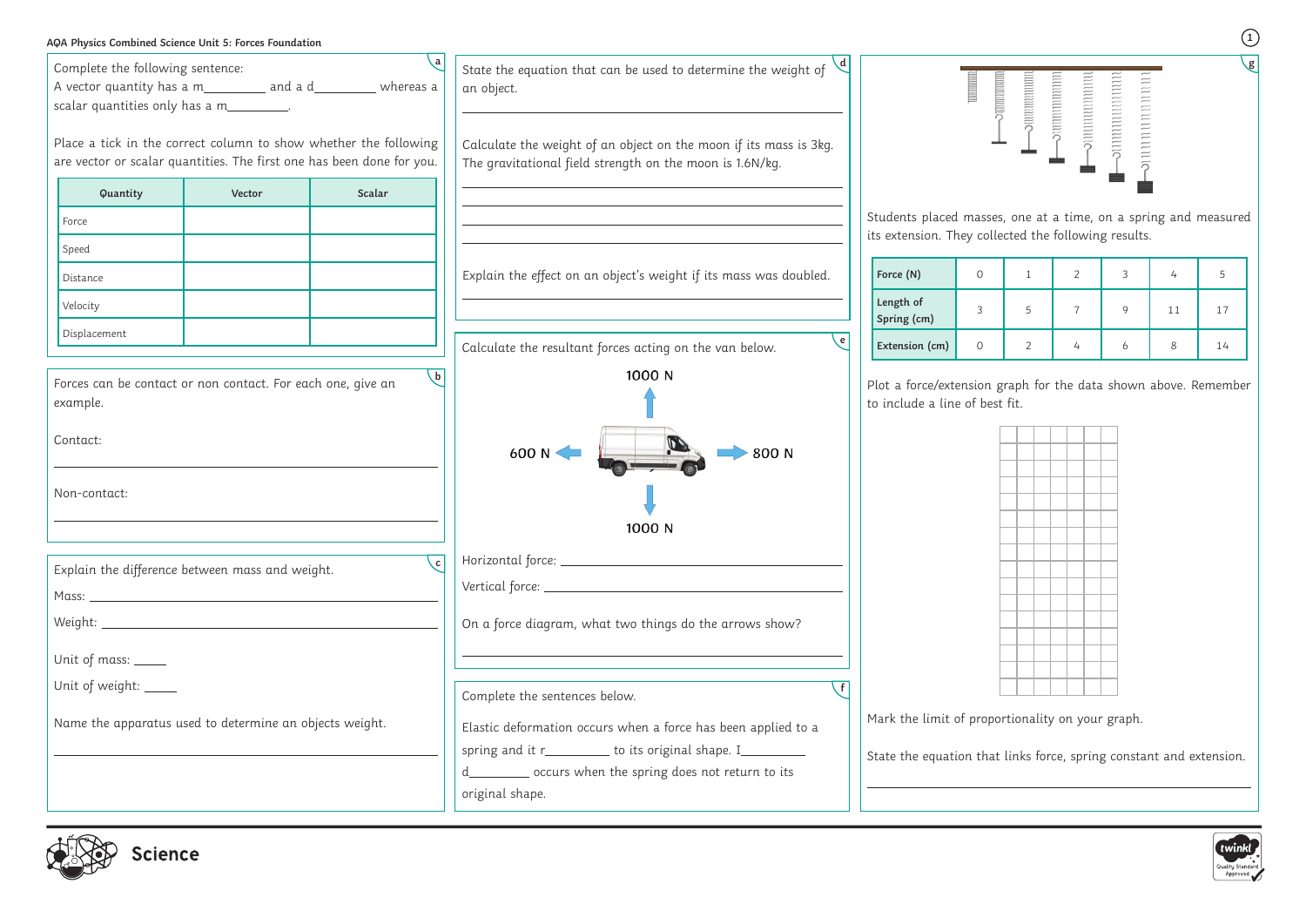AQA Physics Combined Science Unit 5: Forces Foundation

**a**

Complete the following sentence:

A vector quantity has a m_________ and a d_________ whereas a scalar quantities only has a m_________.

Place a tick in the correct column to show whether the following are vector or scalar quantities. The first one has been done for you.

| Quantity | Vector | Scalar |
|---|---|---|
| Force | | |
| Speed | | |
| Distance | | |
| Velocity | | |
| Displacement | | |

**b**

Forces can be contact or non contact. For each one, give an example.

Contact: ____________________

Non-contact: ____________________

**c**

Explain the difference between mass and weight.

Mass: ____________________

Weight: ____________________

Unit of mass: _____

Unit of weight: _____

Name the apparatus used to determine an objects weight.

____________________

**d**

State the equation that can be used to determine the weight of an object.

____________________

Calculate the weight of an object on the moon if its mass is 3kg. The gravitational field strength on the moon is 1.6N/kg.

____________________

Explain the effect on an object's weight if its mass was doubled.

____________________

**e**

Calculate the resultant forces acting on the van below.

1000 N (up), 600 N (left), 800 N (right), 1000 N (down)

Horizontal force: ____________________

Vertical force: ____________________

On a force diagram, what two things do the arrows show?

____________________

**f**

Complete the sentences below.

Elastic deformation occurs when a force has been applied to a spring and it r_________ to its original shape. I_________ d_________ occurs when the spring does not return to its original shape.

**g**

Students placed masses, one at a time, on a spring and measured its extension. They collected the following results.

| Force (N) | 0 | 1 | 2 | 3 | 4 | 5 |
|---|---|---|---|---|---|---|
| Length of Spring (cm) | 3 | 5 | 7 | 9 | 11 | 17 |
| Extension (cm) | 0 | 2 | 4 | 6 | 8 | 14 |

Plot a force/extension graph for the data shown above. Remember to include a line of best fit.

Mark the limit of proportionality on your graph.

State the equation that links force, spring constant and extension.

____________________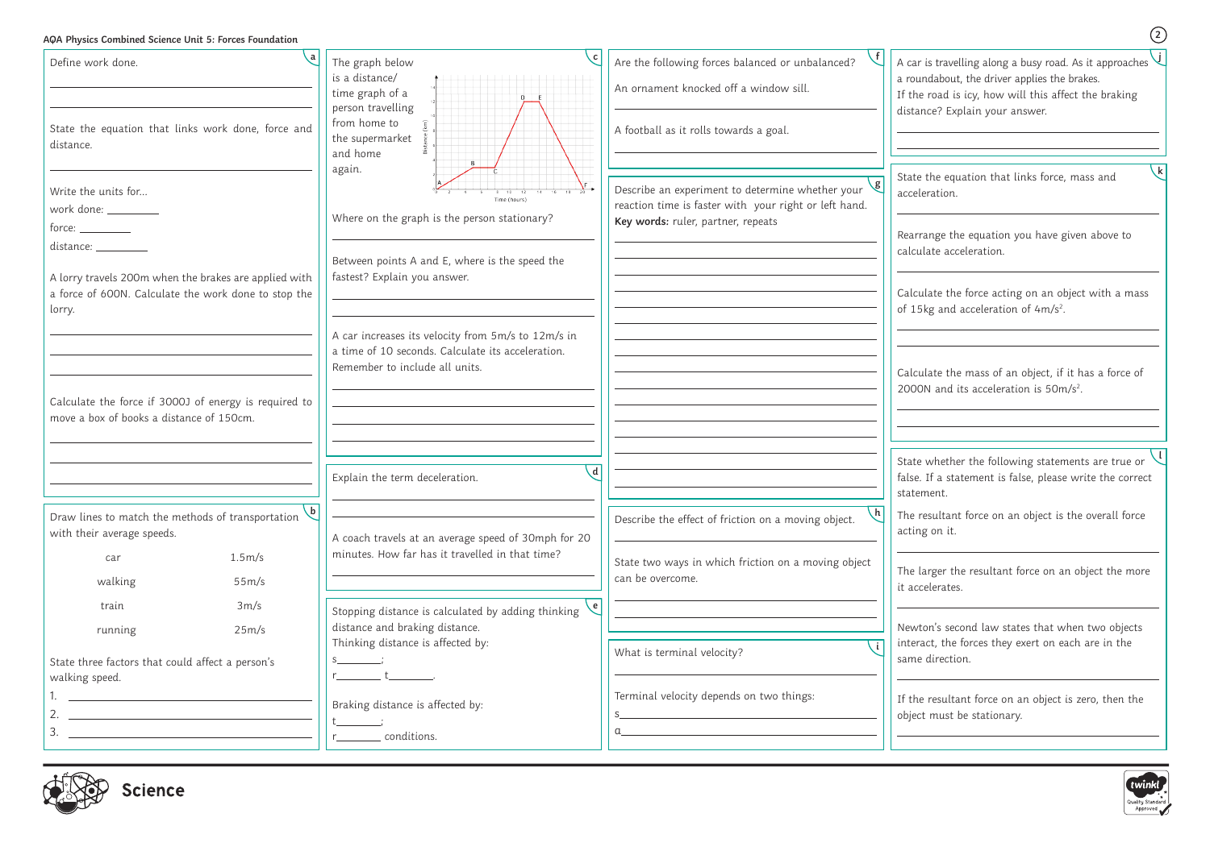AQA Physics Combined Science Unit 5: Forces Foundation

**a**

Define work done.

State the equation that links work done, force and distance.

Write the units for...

work done: _________

force: _________

distance: _________

A lorry travels 200m when the brakes are applied with a force of 600N. Calculate the work done to stop the lorry.

Calculate the force if 3000J of energy is required to move a box of books a distance of 150cm.

**b**

Draw lines to match the methods of transportation with their average speeds.

| | |
|---|---|
| car | 1.5m/s |
| walking | 55m/s |
| train | 3m/s |
| running | 25m/s |

State three factors that could affect a person's walking speed.

1.
2.
3.

**c**

The graph below is a distance/time graph of a person travelling from home to the supermarket and home again.

Where on the graph is the person stationary?

Between points A and E, where is the speed the fastest? Explain you answer.

A car increases its velocity from 5m/s to 12m/s in a time of 10 seconds. Calculate its acceleration. Remember to include all units.

**d**

Explain the term deceleration.

A coach travels at an average speed of 30mph for 20 minutes. How far has it travelled in that time?

**e**

Stopping distance is calculated by adding thinking distance and braking distance.

Thinking distance is affected by:

s________;

r________ t________.

Braking distance is affected by:

t________;

r________ conditions.

**f**

Are the following forces balanced or unbalanced?

An ornament knocked off a window sill.

A football as it rolls towards a goal.

**g**

Describe an experiment to determine whether your reaction time is faster with your right or left hand.

**Key words:** ruler, partner, repeats

**h**

Describe the effect of friction on a moving object.

State two ways in which friction on a moving object can be overcome.

**i**

What is terminal velocity?

Terminal velocity depends on two things:

s

a

**j**

A car is travelling along a busy road. As it approaches a roundabout, the driver applies the brakes.

If the road is icy, how will this affect the braking distance? Explain your answer.

**k**

State the equation that links force, mass and acceleration.

Rearrange the equation you have given above to calculate acceleration.

Calculate the force acting on an object with a mass of 15kg and acceleration of $4m/s^2$.

Calculate the mass of an object, if it has a force of 2000N and its acceleration is $50m/s^2$.

**l**

State whether the following statements are true or false. If a statement is false, please write the correct statement.

The resultant force on an object is the overall force acting on it.

The larger the resultant force on an object the more it accelerates.

Newton's second law states that when two objects interact, the forces they exert on each are in the same direction.

If the resultant force on an object is zero, then the object must be stationary.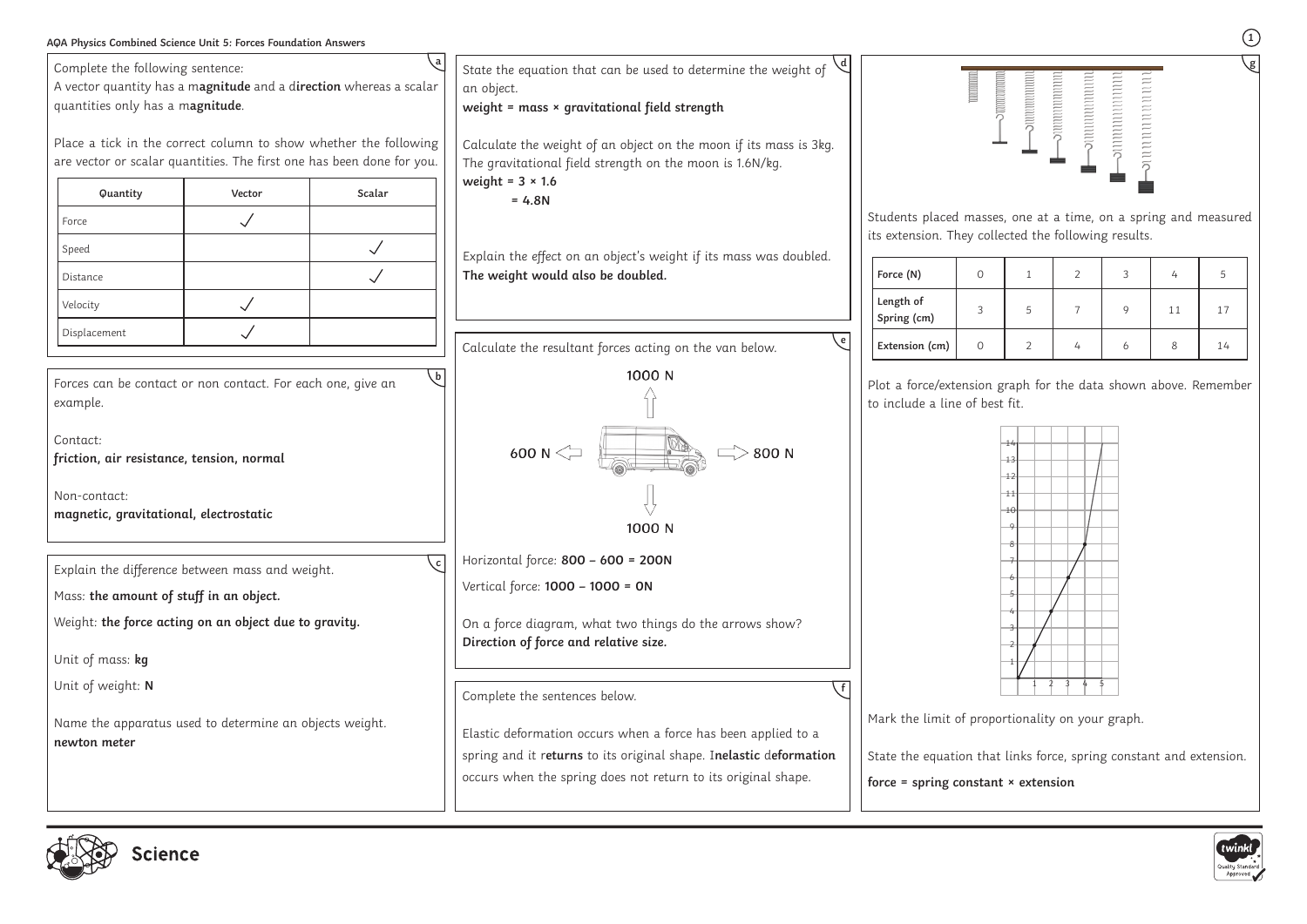## AQA Physics Combined Science Unit 5: Forces Foundation Answers

### a

Complete the following sentence:

A vector quantity has a m**agnitude** and a d**irection** whereas a scalar quantities only has a m**agnitude**.

Place a tick in the correct column to show whether the following are vector or scalar quantities. The first one has been done for you.

| Quantity | Vector | Scalar |
|---|---|---|
| Force | ✓ | |
| Speed | | ✓ |
| Distance | | ✓ |
| Velocity | ✓ | |
| Displacement | ✓ | |

### b

Forces can be contact or non contact. For each one, give an example.

Contact:
**friction, air resistance, tension, normal**

Non-contact:
**magnetic, gravitational, electrostatic**

### c

Explain the difference between mass and weight.

Mass: **the amount of stuff in an object.**

Weight: **the force acting on an object due to gravity.**

Unit of mass: **kg**

Unit of weight: **N**

Name the apparatus used to determine an objects weight.
**newton meter**

### d

State the equation that can be used to determine the weight of an object.
**weight = mass × gravitational field strength**

Calculate the weight of an object on the moon if its mass is 3kg. The gravitational field strength on the moon is 1.6N/kg.

**weight = 3 × 1.6**
**= 4.8N**

Explain the effect on an object's weight if its mass was doubled.
**The weight would also be doubled.**

### e

Calculate the resultant forces acting on the van below.

1000 N (up), 600 N (left), 800 N (right), 1000 N (down)

Horizontal force: **800 – 600 = 200N**

Vertical force: **1000 – 1000 = 0N**

On a force diagram, what two things do the arrows show?
**Direction of force and relative size.**

### f

Complete the sentences below.

Elastic deformation occurs when a force has been applied to a spring and it r**eturns** to its original shape. I**nelastic** d**eformation** occurs when the spring does not return to its original shape.

### g

Students placed masses, one at a time, on a spring and measured its extension. They collected the following results.

| Force (N) | 0 | 1 | 2 | 3 | 4 | 5 |
|---|---|---|---|---|---|---|
| Length of Spring (cm) | 3 | 5 | 7 | 9 | 11 | 17 |
| Extension (cm) | 0 | 2 | 4 | 6 | 8 | 14 |

Plot a force/extension graph for the data shown above. Remember to include a line of best fit.

Mark the limit of proportionality on your graph.

State the equation that links force, spring constant and extension.

**force = spring constant × extension**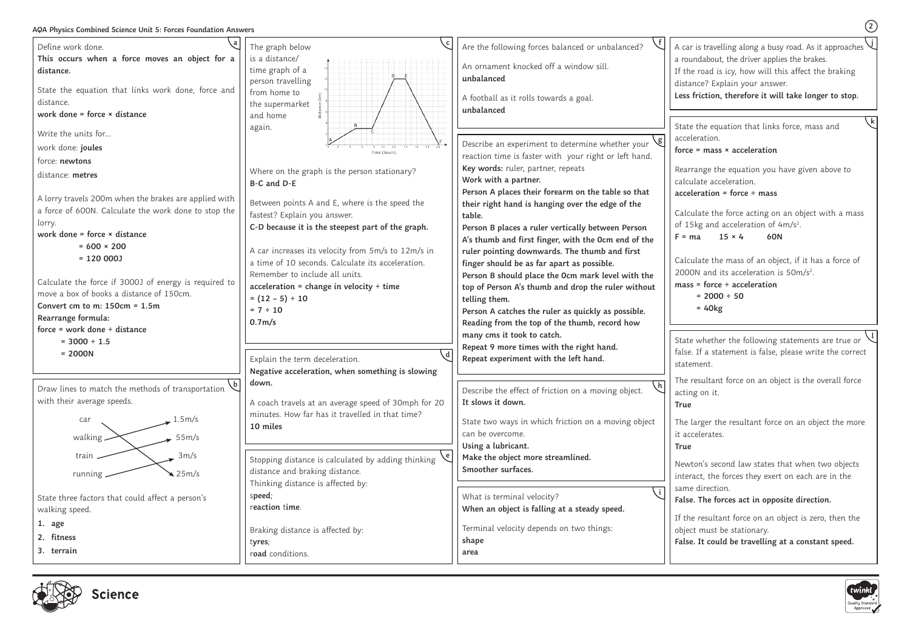AQA Physics Combined Science Unit 5: Forces Foundation Answers

**a**

Define work done.

**This occurs when a force moves an object for a distance.**

State the equation that links work done, force and distance.

**work done = force × distance**

Write the units for...

work done: **joules**

force: **newtons**

distance: **metres**

A lorry travels 200m when the brakes are applied with a force of 600N. Calculate the work done to stop the lorry.

**work done = force × distance**
**= 600 × 200**
**= 120 000J**

Calculate the force if 3000J of energy is required to move a box of books a distance of 150cm.

**Convert cm to m: 150cm = 1.5m**
**Rearrange formula:**
**force = work done ÷ distance**
**= 3000 ÷ 1.5**
**= 2000N**

**b**

Draw lines to match the methods of transportation with their average speeds.

car — 25m/s
walking — 1.5m/s
train — 55m/s
running — 3m/s

State three factors that could affect a person's walking speed.

1. **age**
2. **fitness**
3. **terrain**

**c**

The graph below is a distance/time graph of a person travelling from home to the supermarket and home again.

Distance (km)
Time (hours)
A B C D E F

Where on the graph is the person stationary?

**B-C and D-E**

Between points A and E, where is the speed the fastest? Explain you answer.

**C-D because it is the steepest part of the graph.**

A car increases its velocity from 5m/s to 12m/s in a time of 10 seconds. Calculate its acceleration. Remember to include all units.

**acceleration = change in velocity ÷ time**
**= (12 – 5) ÷ 10**
**= 7 ÷ 10**
**0.7m/s**

**d**

Explain the term deceleration.

**Negative acceleration, when something is slowing down.**

A coach travels at an average speed of 30mph for 20 minutes. How far has it travelled in that time?

**10 miles**

**e**

Stopping distance is calculated by adding thinking distance and braking distance.

Thinking distance is affected by:

s**peed**;
r**eaction** t**ime**.

Braking distance is affected by:

t**yres**;
r**oad** conditions.

**f**

Are the following forces balanced or unbalanced?

An ornament knocked off a window sill.

**unbalanced**

A football as it rolls towards a goal.

**unbalanced**

**g**

Describe an experiment to determine whether your reaction time is faster with your right or left hand.

**Key words:** ruler, partner, repeats

**Work with a partner.**
**Person A places their forearm on the table so that their right hand is hanging over the edge of the table.**
**Person B places a ruler vertically between Person A's thumb and first finger, with the 0cm end of the ruler pointing downwards. The thumb and first finger should be as far apart as possible.**
**Person B should place the 0cm mark level with the top of Person A's thumb and drop the ruler without telling them.**
**Person A catches the ruler as quickly as possible. Reading from the top of the thumb, record how many cms it took to catch.**
**Repeat 9 more times with the right hand.**
**Repeat experiment with the left hand.**

**h**

Describe the effect of friction on a moving object.

**It slows it down.**

State two ways in which friction on a moving object can be overcome.

**Using a lubricant.**
**Make the object more streamlined.**
**Smoother surfaces.**

**i**

What is terminal velocity?

**When an object is falling at a steady speed.**

Terminal velocity depends on two things:

**shape**
**area**

**j**

A car is travelling along a busy road. As it approaches a roundabout, the driver applies the brakes. If the road is icy, how will this affect the braking distance? Explain your answer.

**Less friction, therefore it will take longer to stop.**

**k**

State the equation that links force, mass and acceleration.

**force = mass × acceleration**

Rearrange the equation you have given above to calculate acceleration.

**acceleration = force ÷ mass**

Calculate the force acting on an object with a mass of 15kg and acceleration of $4m/s^2$.

**F = ma  15 × 4  60N**

Calculate the mass of an object, if it has a force of 2000N and its acceleration is $50m/s^2$.

**mass = force ÷ acceleration**
**= 2000 ÷ 50**
**= 40kg**

**l**

State whether the following statements are true or false. If a statement is false, please write the correct statement.

The resultant force on an object is the overall force acting on it.

**True**

The larger the resultant force on an object the more it accelerates.

**True**

Newton's second law states that when two objects interact, the forces they exert on each are in the same direction.

**False. The forces act in opposite direction.**

If the resultant force on an object is zero, then the object must be stationary.

**False. It could be travelling at a constant speed.**